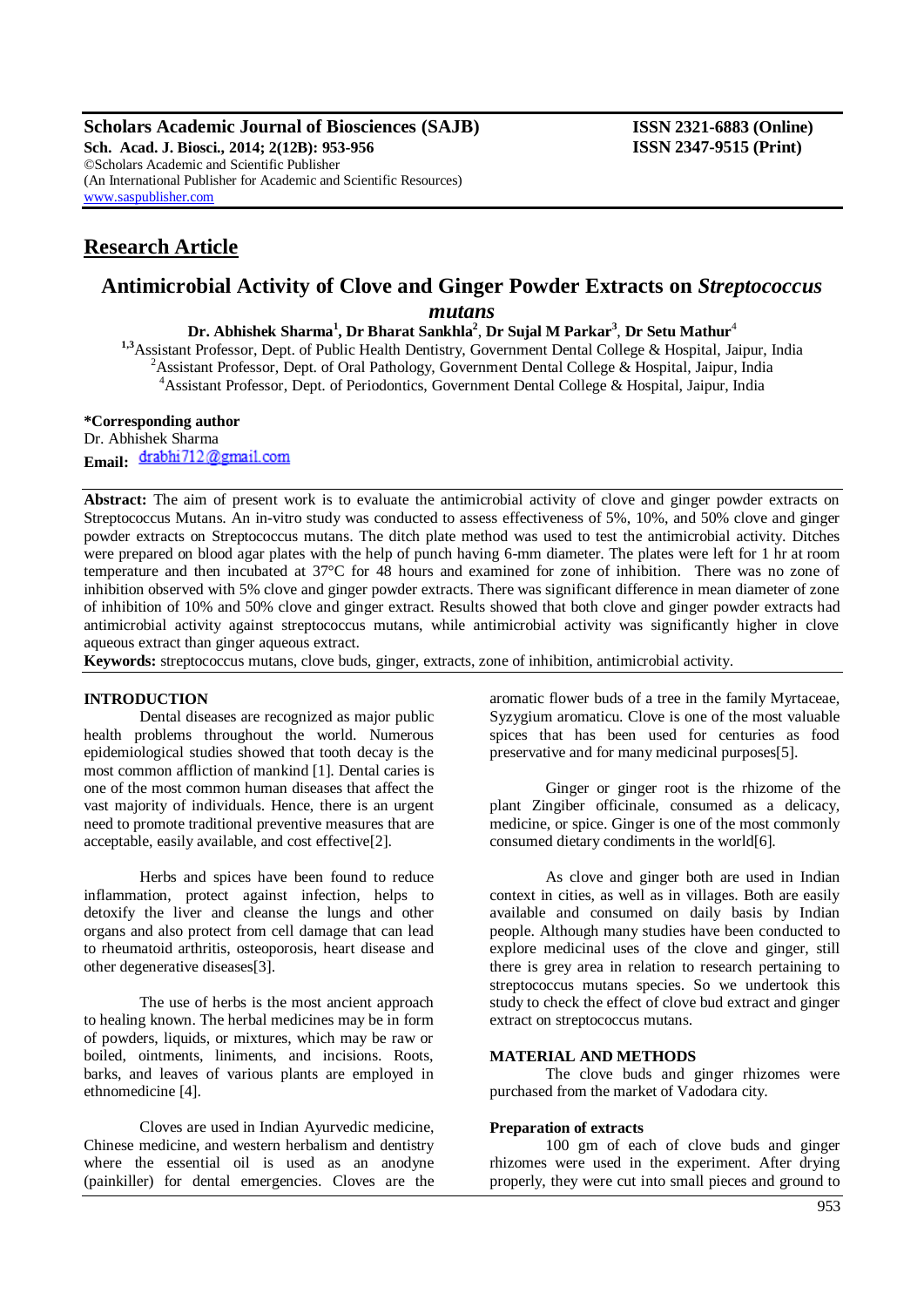**Research Article**

# Antimicrobial Activity of Clove and Ginger Powder Extracts on *Streptococcus mutans*

**Dr. Abhishek Sharma[1], Dr Bharat Sankhla[2], Dr Sujal M Parkar[3], Dr Setu Mathur[4]**

[1,3]Assistant Professor, Dept. of Public Health Dentistry, Government Dental College & Hospital, Jaipur, India
[2]Assistant Professor, Dept. of Oral Pathology, Government Dental College & Hospital, Jaipur, India
[4]Assistant Professor, Dept. of Periodontics, Government Dental College & Hospital, Jaipur, India

**\*Corresponding author**
Dr. Abhishek Sharma
**Email:** drabhi712@gmail.com

**Abstract:** The aim of present work is to evaluate the antimicrobial activity of clove and ginger powder extracts on Streptococcus Mutans. An in-vitro study was conducted to assess effectiveness of 5%, 10%, and 50% clove and ginger powder extracts on Streptococcus mutans. The ditch plate method was used to test the antimicrobial activity. Ditches were prepared on blood agar plates with the help of punch having 6-mm diameter. The plates were left for 1 hr at room temperature and then incubated at 37°C for 48 hours and examined for zone of inhibition. There was no zone of inhibition observed with 5% clove and ginger powder extracts. There was significant difference in mean diameter of zone of inhibition of 10% and 50% clove and ginger extract. Results showed that both clove and ginger powder extracts had antimicrobial activity against streptococcus mutans, while antimicrobial activity was significantly higher in clove aqueous extract than ginger aqueous extract.

**Keywords:** streptococcus mutans, clove buds, ginger, extracts, zone of inhibition, antimicrobial activity.

## INTRODUCTION

Dental diseases are recognized as major public health problems throughout the world. Numerous epidemiological studies showed that tooth decay is the most common affliction of mankind [1]. Dental caries is one of the most common human diseases that affect the vast majority of individuals. Hence, there is an urgent need to promote traditional preventive measures that are acceptable, easily available, and cost effective[2].

Herbs and spices have been found to reduce inflammation, protect against infection, helps to detoxify the liver and cleanse the lungs and other organs and also protect from cell damage that can lead to rheumatoid arthritis, osteoporosis, heart disease and other degenerative diseases[3].

The use of herbs is the most ancient approach to healing known. The herbal medicines may be in form of powders, liquids, or mixtures, which may be raw or boiled, ointments, liniments, and incisions. Roots, barks, and leaves of various plants are employed in ethnomedicine [4].

Cloves are used in Indian Ayurvedic medicine, Chinese medicine, and western herbalism and dentistry where the essential oil is used as an anodyne (painkiller) for dental emergencies. Cloves are the aromatic flower buds of a tree in the family Myrtaceae, Syzygium aromaticu. Clove is one of the most valuable spices that has been used for centuries as food preservative and for many medicinal purposes[5].

Ginger or ginger root is the rhizome of the plant Zingiber officinale, consumed as a delicacy, medicine, or spice. Ginger is one of the most commonly consumed dietary condiments in the world[6].

As clove and ginger both are used in Indian context in cities, as well as in villages. Both are easily available and consumed on daily basis by Indian people. Although many studies have been conducted to explore medicinal uses of the clove and ginger, still there is grey area in relation to research pertaining to streptococcus mutans species. So we undertook this study to check the effect of clove bud extract and ginger extract on streptococcus mutans.

## MATERIAL AND METHODS

The clove buds and ginger rhizomes were purchased from the market of Vadodara city.

### Preparation of extracts

100 gm of each of clove buds and ginger rhizomes were used in the experiment. After drying properly, they were cut into small pieces and ground to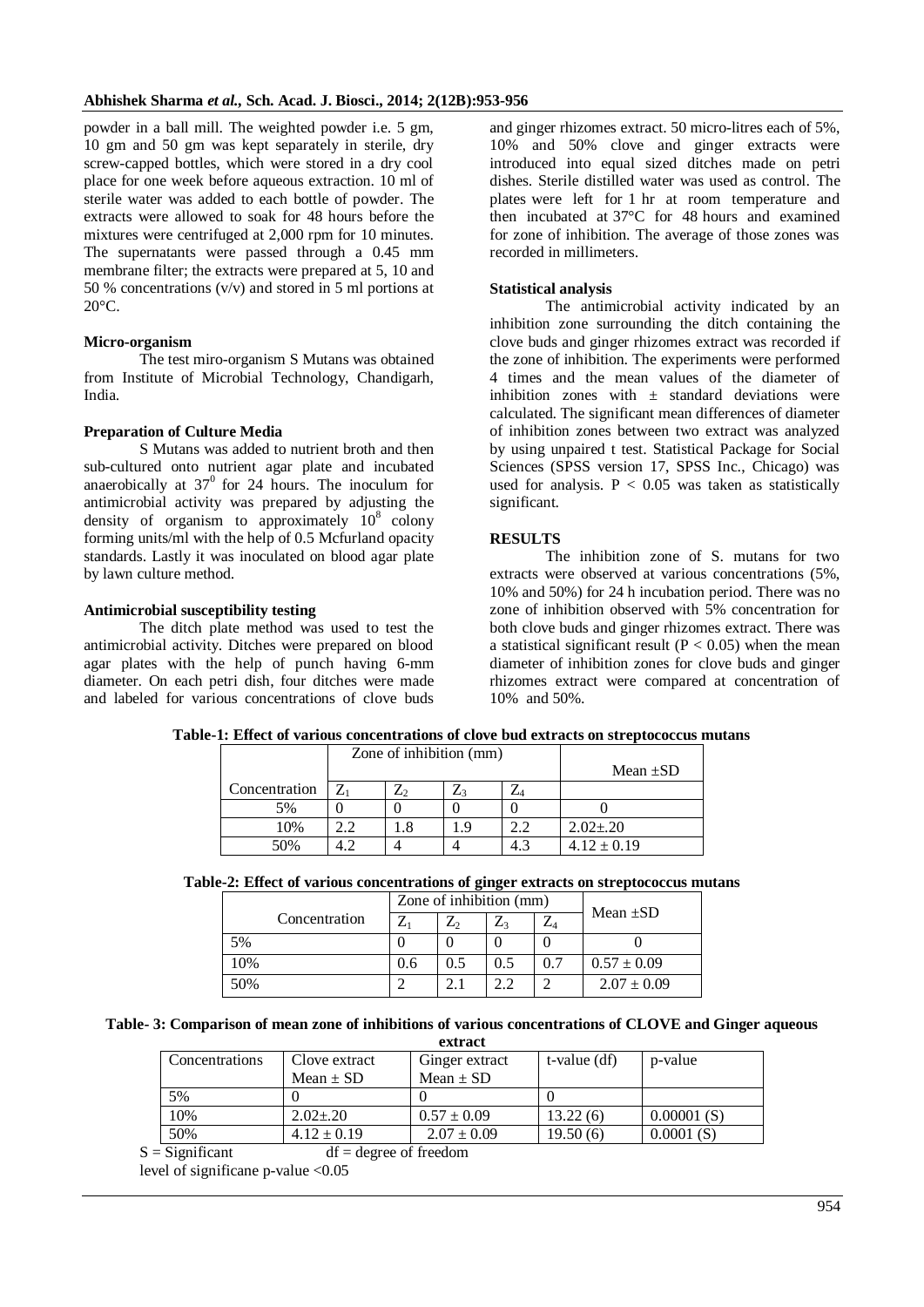powder in a ball mill. The weighted powder i.e. 5 gm, 10 gm and 50 gm was kept separately in sterile, dry screw-capped bottles, which were stored in a dry cool place for one week before aqueous extraction. 10 ml of sterile water was added to each bottle of powder. The extracts were allowed to soak for 48 hours before the mixtures were centrifuged at 2,000 rpm for 10 minutes. The supernatants were passed through a 0.45 mm membrane filter; the extracts were prepared at 5, 10 and 50 % concentrations (v/v) and stored in 5 ml portions at 20°C.

**Micro-organism**

The test miro-organism S Mutans was obtained from Institute of Microbial Technology, Chandigarh, India.

**Preparation of Culture Media**

S Mutans was added to nutrient broth and then sub-cultured onto nutrient agar plate and incubated anaerobically at $37^0$ for 24 hours. The inoculum for antimicrobial activity was prepared by adjusting the density of organism to approximately $10^8$ colony forming units/ml with the help of 0.5 Mcfurland opacity standards. Lastly it was inoculated on blood agar plate by lawn culture method.

**Antimicrobial susceptibility testing**

The ditch plate method was used to test the antimicrobial activity. Ditches were prepared on blood agar plates with the help of punch having 6-mm diameter. On each petri dish, four ditches were made and labeled for various concentrations of clove buds and ginger rhizomes extract. 50 micro-litres each of 5%, 10% and 50% clove and ginger extracts were introduced into equal sized ditches made on petri dishes. Sterile distilled water was used as control. The plates were left for 1 hr at room temperature and then incubated at 37°C for 48 hours and examined for zone of inhibition. The average of those zones was recorded in millimeters.

**Statistical analysis**

The antimicrobial activity indicated by an inhibition zone surrounding the ditch containing the clove buds and ginger rhizomes extract was recorded if the zone of inhibition. The experiments were performed 4 times and the mean values of the diameter of inhibition zones with ± standard deviations were calculated. The significant mean differences of diameter of inhibition zones between two extract was analyzed by using unpaired t test. Statistical Package for Social Sciences (SPSS version 17, SPSS Inc., Chicago) was used for analysis. $P < 0.05$ was taken as statistically significant.

## RESULTS

The inhibition zone of S. mutans for two extracts were observed at various concentrations (5%, 10% and 50%) for 24 h incubation period. There was no zone of inhibition observed with 5% concentration for both clove buds and ginger rhizomes extract. There was a statistical significant result ($P < 0.05$) when the mean diameter of inhibition zones for clove buds and ginger rhizomes extract were compared at concentration of 10% and 50%.

**Table-1: Effect of various concentrations of clove bud extracts on streptococcus mutans**

| | Zone of inhibition (mm) | | | | Mean ±SD |
|---|---|---|---|---|---|
| Concentration | $Z_1$ | $Z_2$ | $Z_3$ | $Z_4$ | |
| 5% | 0 | 0 | 0 | 0 | 0 |
| 10% | 2.2 | 1.8 | 1.9 | 2.2 | 2.02±.20 |
| 50% | 4.2 | 4 | 4 | 4.3 | 4.12 ± 0.19 |

**Table-2: Effect of various concentrations of ginger extracts on streptococcus mutans**

| Concentration | Zone of inhibition (mm) | | | | Mean ±SD |
|---|---|---|---|---|---|
| | $Z_1$ | $Z_2$ | $Z_3$ | $Z_4$ | |
| 5% | 0 | 0 | 0 | 0 | 0 |
| 10% | 0.6 | 0.5 | 0.5 | 0.7 | 0.57 ± 0.09 |
| 50% | 2 | 2.1 | 2.2 | 2 | 2.07 ± 0.09 |

**Table- 3: Comparison of mean zone of inhibitions of various concentrations of CLOVE and Ginger aqueous extract**

| Concentrations | Clove extract Mean ± SD | Ginger extract Mean ± SD | t-value (df) | p-value |
|---|---|---|---|---|
| 5% | 0 | 0 | 0 | |
| 10% | 2.02±.20 | 0.57 ± 0.09 | 13.22 (6) | 0.00001 (S) |
| 50% | 4.12 ± 0.19 | 2.07 ± 0.09 | 19.50 (6) | 0.0001 (S) |

S = Significant df = degree of freedom

level of significane p-value <0.05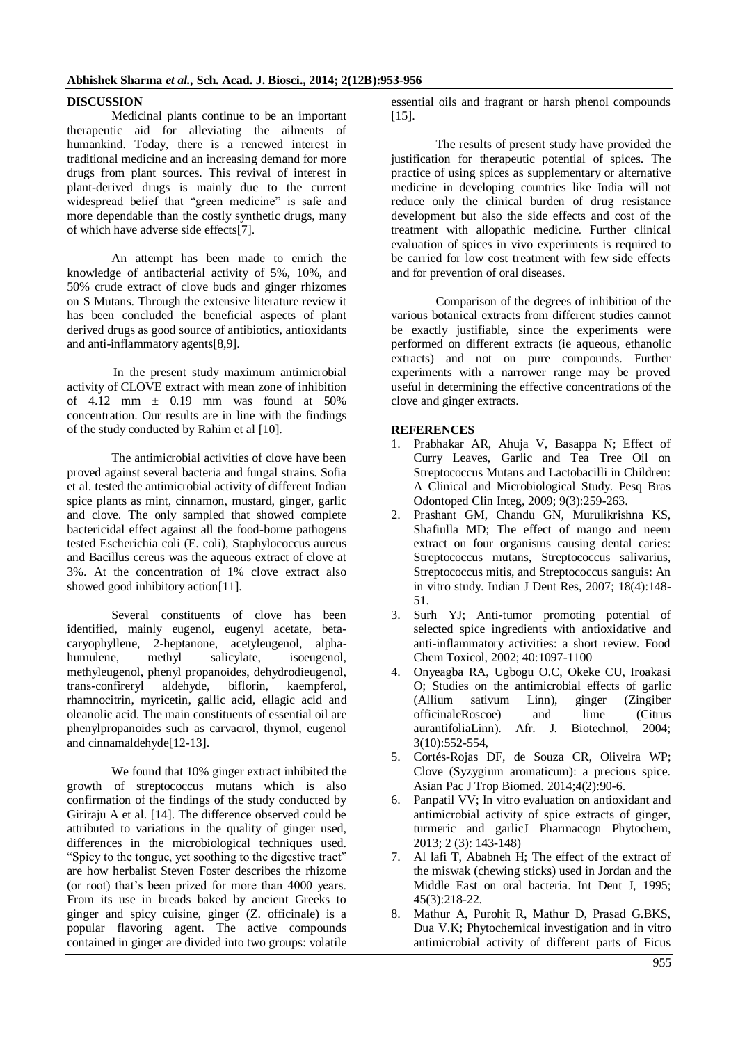## DISCUSSION

Medicinal plants continue to be an important therapeutic aid for alleviating the ailments of humankind. Today, there is a renewed interest in traditional medicine and an increasing demand for more drugs from plant sources. This revival of interest in plant-derived drugs is mainly due to the current widespread belief that "green medicine" is safe and more dependable than the costly synthetic drugs, many of which have adverse side effects[7].

An attempt has been made to enrich the knowledge of antibacterial activity of 5%, 10%, and 50% crude extract of clove buds and ginger rhizomes on S Mutans. Through the extensive literature review it has been concluded the beneficial aspects of plant derived drugs as good source of antibiotics, antioxidants and anti-inflammatory agents[8,9].

In the present study maximum antimicrobial activity of CLOVE extract with mean zone of inhibition of 4.12 mm $\pm$ 0.19 mm was found at 50% concentration. Our results are in line with the findings of the study conducted by Rahim et al [10].

The antimicrobial activities of clove have been proved against several bacteria and fungal strains. Sofia et al. tested the antimicrobial activity of different Indian spice plants as mint, cinnamon, mustard, ginger, garlic and clove. The only sampled that showed complete bactericidal effect against all the food-borne pathogens tested Escherichia coli (E. coli), Staphylococcus aureus and Bacillus cereus was the aqueous extract of clove at 3%. At the concentration of 1% clove extract also showed good inhibitory action[11].

Several constituents of clove has been identified, mainly eugenol, eugenyl acetate, beta-caryophyllene, 2-heptanone, acetyleugenol, alpha-humulene, methyl salicylate, isoeugenol, methyleugenol, phenyl propanoides, dehydrodieugenol, trans-confireryl aldehyde, biflorin, kaempferol, rhamnocitrin, myricetin, gallic acid, ellagic acid and oleanolic acid. The main constituents of essential oil are phenylpropanoides such as carvacrol, thymol, eugenol and cinnamaldehyde[12-13].

We found that 10% ginger extract inhibited the growth of streptococcus mutans which is also confirmation of the findings of the study conducted by Giriraju A et al. [14]. The difference observed could be attributed to variations in the quality of ginger used, differences in the microbiological techniques used. "Spicy to the tongue, yet soothing to the digestive tract" are how herbalist Steven Foster describes the rhizome (or root) that's been prized for more than 4000 years. From its use in breads baked by ancient Greeks to ginger and spicy cuisine, ginger (Z. officinale) is a popular flavoring agent. The active compounds contained in ginger are divided into two groups: volatile essential oils and fragrant or harsh phenol compounds [15].

The results of present study have provided the justification for therapeutic potential of spices. The practice of using spices as supplementary or alternative medicine in developing countries like India will not reduce only the clinical burden of drug resistance development but also the side effects and cost of the treatment with allopathic medicine. Further clinical evaluation of spices in vivo experiments is required to be carried for low cost treatment with few side effects and for prevention of oral diseases.

Comparison of the degrees of inhibition of the various botanical extracts from different studies cannot be exactly justifiable, since the experiments were performed on different extracts (ie aqueous, ethanolic extracts) and not on pure compounds. Further experiments with a narrower range may be proved useful in determining the effective concentrations of the clove and ginger extracts.

## REFERENCES

1. Prabhakar AR, Ahuja V, Basappa N; Effect of Curry Leaves, Garlic and Tea Tree Oil on Streptococcus Mutans and Lactobacilli in Children: A Clinical and Microbiological Study. Pesq Bras Odontoped Clin Integ, 2009; 9(3):259-263.
2. Prashant GM, Chandu GN, Murulikrishna KS, Shafiulla MD; The effect of mango and neem extract on four organisms causing dental caries: Streptococcus mutans, Streptococcus salivarius, Streptococcus mitis, and Streptococcus sanguis: An in vitro study. Indian J Dent Res, 2007; 18(4):148-51.
3. Surh YJ; Anti-tumor promoting potential of selected spice ingredients with antioxidative and anti-inflammatory activities: a short review. Food Chem Toxicol, 2002; 40:1097-1100
4. Onyeagba RA, Ugbogu O.C, Okeke CU, Iroakasi O; Studies on the antimicrobial effects of garlic (Allium sativum Linn), ginger (Zingiber officinaleRoscoe) and lime (Citrus aurantifoliaLinn). Afr. J. Biotechnol, 2004; 3(10):552-554,
5. Cortés-Rojas DF, de Souza CR, Oliveira WP; Clove (Syzygium aromaticum): a precious spice. Asian Pac J Trop Biomed. 2014;4(2):90-6.
6. Panpatil VV; In vitro evaluation on antioxidant and antimicrobial activity of spice extracts of ginger, turmeric and garlicJ Pharmacogn Phytochem, 2013; 2 (3): 143-148)
7. Al lafi T, Ababneh H; The effect of the extract of the miswak (chewing sticks) used in Jordan and the Middle East on oral bacteria. Int Dent J, 1995; 45(3):218-22.
8. Mathur A, Purohit R, Mathur D, Prasad G.BKS, Dua V.K; Phytochemical investigation and in vitro antimicrobial activity of different parts of Ficus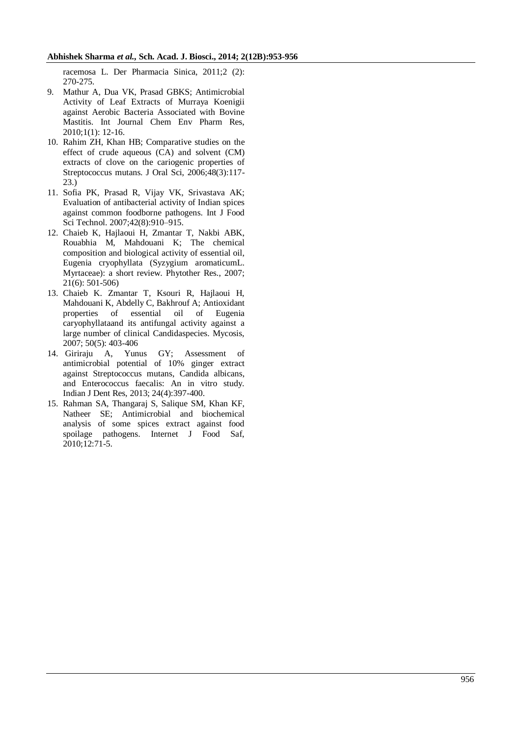racemosa L. Der Pharmacia Sinica, 2011;2 (2): 270-275.

9. Mathur A, Dua VK, Prasad GBKS; Antimicrobial Activity of Leaf Extracts of Murraya Koenigii against Aerobic Bacteria Associated with Bovine Mastitis. Int Journal Chem Env Pharm Res, 2010;1(1): 12-16.
10. Rahim ZH, Khan HB; Comparative studies on the effect of crude aqueous (CA) and solvent (CM) extracts of clove on the cariogenic properties of Streptococcus mutans. J Oral Sci, 2006;48(3):117-23.)
11. Sofia PK, Prasad R, Vijay VK, Srivastava AK; Evaluation of antibacterial activity of Indian spices against common foodborne pathogens. Int J Food Sci Technol. 2007;42(8):910–915.
12. Chaieb K, Hajlaoui H, Zmantar T, Nakbi ABK, Rouabhia M, Mahdouani K; The chemical composition and biological activity of essential oil, Eugenia cryophyllata (Syzygium aromaticumL. Myrtaceae): a short review. Phytother Res., 2007; 21(6): 501-506)
13. Chaieb K. Zmantar T, Ksouri R, Hajlaoui H, Mahdouani K, Abdelly C, Bakhrouf A; Antioxidant properties of essential oil of Eugenia caryophyllataand its antifungal activity against a large number of clinical Candidaspecies. Mycosis, 2007; 50(5): 403-406
14. Giriraju A, Yunus GY; Assessment of antimicrobial potential of 10% ginger extract against Streptococcus mutans, Candida albicans, and Enterococcus faecalis: An in vitro study. Indian J Dent Res, 2013; 24(4):397-400.
15. Rahman SA, Thangaraj S, Salique SM, Khan KF, Natheer SE; Antimicrobial and biochemical analysis of some spices extract against food spoilage pathogens. Internet J Food Saf, 2010;12:71-5.